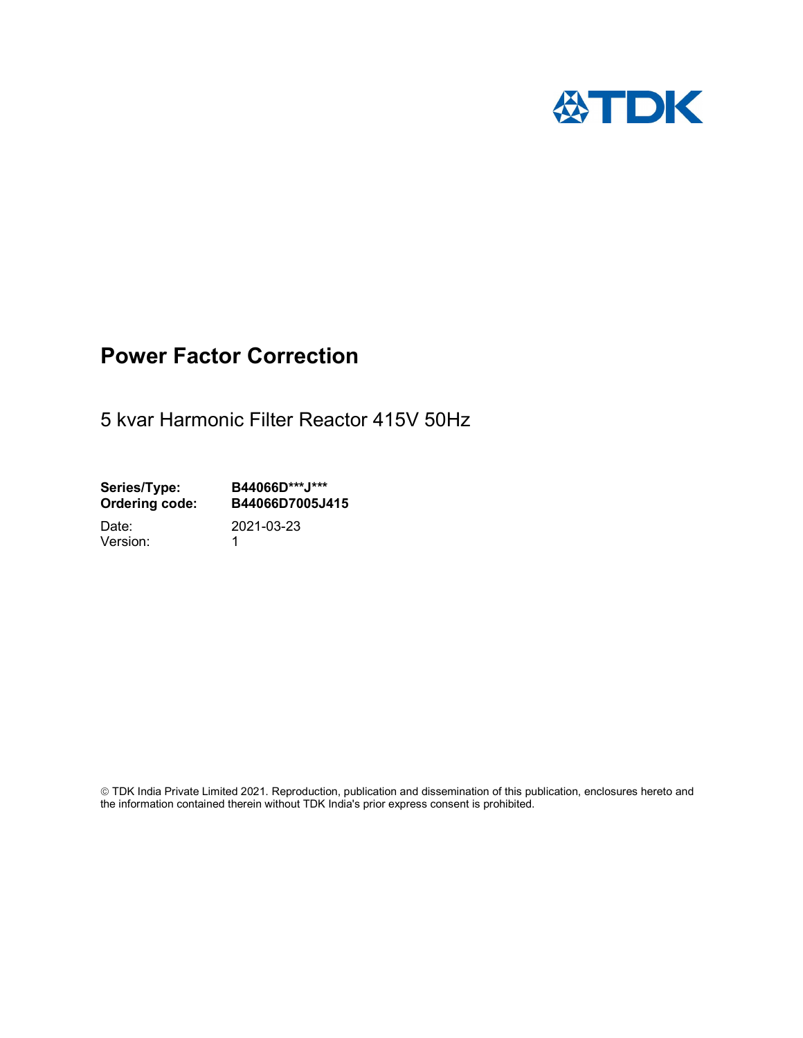TDK

# Power Factor Correction

5 kvar Harmonic Filter Reactor 415V 50Hz

**Series/Type:** **B44066D***J*****
**Ordering code:** **B44066D7005J415**

Date: 2021-03-23
Version: 1

© TDK India Private Limited 2021. Reproduction, publication and dissemination of this publication, enclosures hereto and the information contained therein without TDK India's prior express consent is prohibited.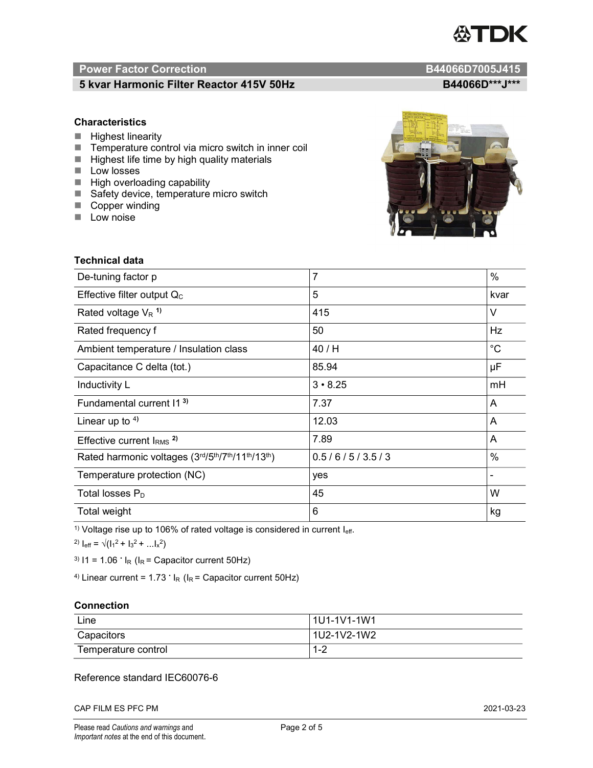## Power Factor Correction — B44066D7005J415

### 5 kvar Harmonic Filter Reactor 415V 50Hz — B44066D***J***

### Characteristics

- Highest linearity
- Temperature control via micro switch in inner coil
- Highest life time by high quality materials
- Low losses
- High overloading capability
- Safety device, temperature micro switch
- Copper winding
- Low noise

### Technical data

| | | |
|---|---|---|
| De-tuning factor p | 7 | % |
| Effective filter output $Q_C$ | 5 | kvar |
| Rated voltage $V_R$ [1)] | 415 | V |
| Rated frequency f | 50 | Hz |
| Ambient temperature / Insulation class | 40 / H | °C |
| Capacitance C delta (tot.) | 85.94 | µF |
| Inductivity L | 3 • 8.25 | mH |
| Fundamental current I1 [3)] | 7.37 | A |
| Linear up to [4)] | 12.03 | A |
| Effective current $I_{RMS}$ [2)] | 7.89 | A |
| Rated harmonic voltages (3rd/5th/7th/11th/13th) | 0.5 / 6 / 5 / 3.5 / 3 | % |
| Temperature protection (NC) | yes | - |
| Total losses $P_D$ | 45 | W |
| Total weight | 6 | kg |

[1)] Voltage rise up to 106% of rated voltage is considered in current $I_{eff}$.

[2)] $I_{eff} = \sqrt{(I_1^2 + I_3^2 + ...I_x^2)}$

[3)] $I1 = 1.06 \cdot I_R$ ($I_R$ = Capacitor current 50Hz)

[4)] Linear current = $1.73 \cdot I_R$ ($I_R$ = Capacitor current 50Hz)

### Connection

| | |
|---|---|
| Line | 1U1-1V1-1W1 |
| Capacitors | 1U2-1V2-1W2 |
| Temperature control | 1-2 |

Reference standard IEC60076-6

CAP FILM ES PFC PM — 2021-03-23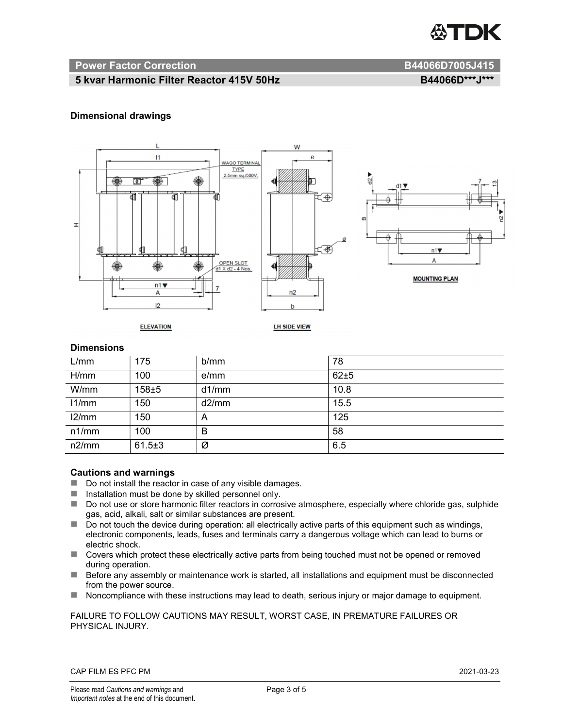## Power Factor Correction B44066D7005J415

### 5 kvar Harmonic Filter Reactor 415V 50Hz B44066D\*\*\*J\*\*\*

**Dimensional drawings**

L

l1

WAGO TERMINAL TYPE 2.5mm sq./500V.

H

OPEN SLOT d1 X d2 - 4 Nos.

n1

A

7

l2

ELEVATION

W

e

ø

n2

b

LH SIDE VIEW

d2

d1

7

13

B

n2

n1

A

MOUNTING PLAN

**Dimensions**

| | | | |
|---|---|---|---|
| L/mm | 175 | b/mm | 78 |
| H/mm | 100 | e/mm | 62±5 |
| W/mm | 158±5 | d1/mm | 10.8 |
| l1/mm | 150 | d2/mm | 15.5 |
| l2/mm | 150 | A | 125 |
| n1/mm | 100 | B | 58 |
| n2/mm | 61.5±3 | Ø | 6.5 |

**Cautions and warnings**

- Do not install the reactor in case of any visible damages.
- Installation must be done by skilled personnel only.
- Do not use or store harmonic filter reactors in corrosive atmosphere, especially where chloride gas, sulphide gas, acid, alkali, salt or similar substances are present.
- Do not touch the device during operation: all electrically active parts of this equipment such as windings, electronic components, leads, fuses and terminals carry a dangerous voltage which can lead to burns or electric shock.
- Covers which protect these electrically active parts from being touched must not be opened or removed during operation.
- Before any assembly or maintenance work is started, all installations and equipment must be disconnected from the power source.
- Noncompliance with these instructions may lead to death, serious injury or major damage to equipment.

FAILURE TO FOLLOW CAUTIONS MAY RESULT, WORST CASE, IN PREMATURE FAILURES OR PHYSICAL INJURY.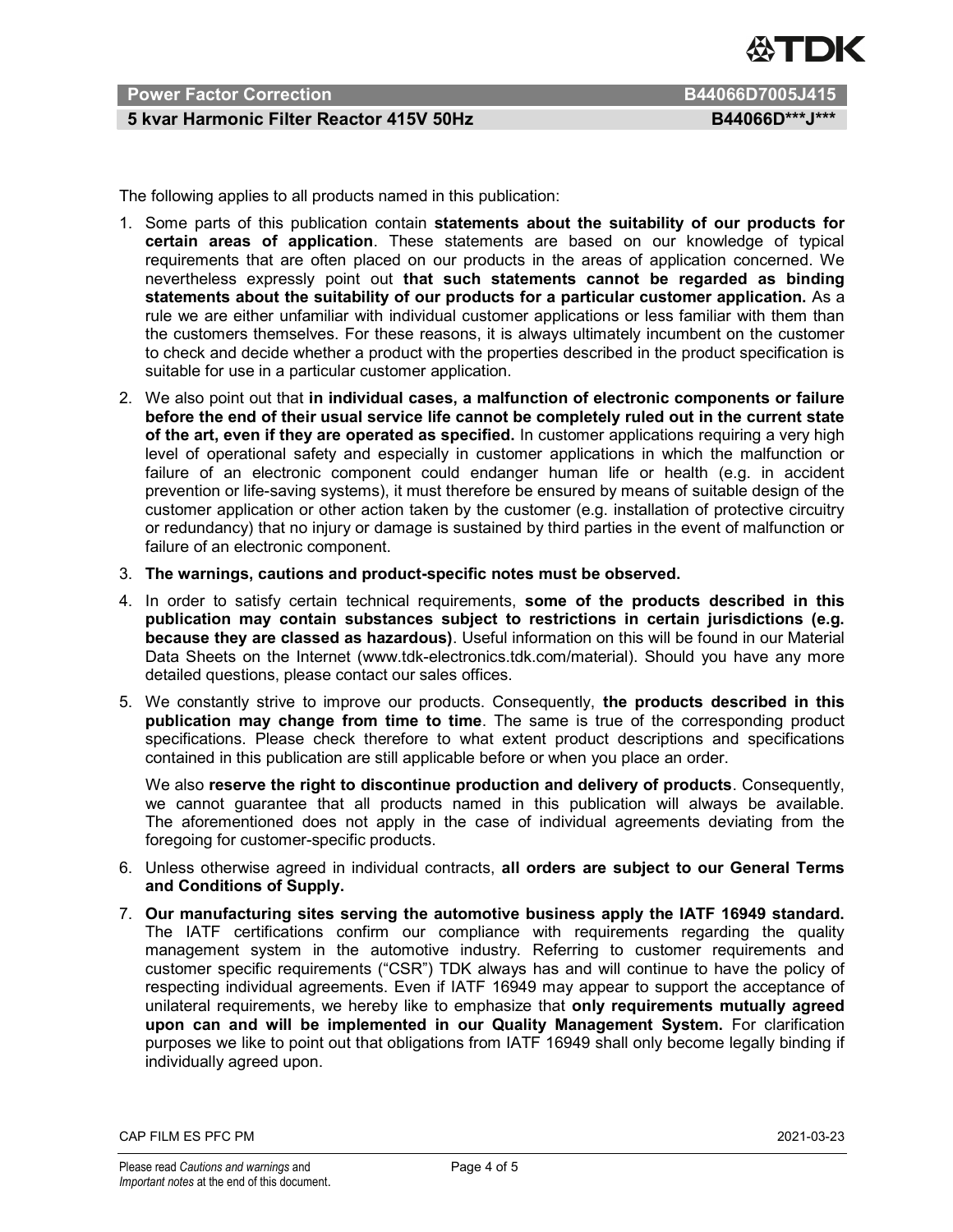The following applies to all products named in this publication:

1. Some parts of this publication contain **statements about the suitability of our products for certain areas of application**. These statements are based on our knowledge of typical requirements that are often placed on our products in the areas of application concerned. We nevertheless expressly point out **that such statements cannot be regarded as binding statements about the suitability of our products for a particular customer application.** As a rule we are either unfamiliar with individual customer applications or less familiar with them than the customers themselves. For these reasons, it is always ultimately incumbent on the customer to check and decide whether a product with the properties described in the product specification is suitable for use in a particular customer application.
2. We also point out that **in individual cases, a malfunction of electronic components or failure before the end of their usual service life cannot be completely ruled out in the current state of the art, even if they are operated as specified.** In customer applications requiring a very high level of operational safety and especially in customer applications in which the malfunction or failure of an electronic component could endanger human life or health (e.g. in accident prevention or life-saving systems), it must therefore be ensured by means of suitable design of the customer application or other action taken by the customer (e.g. installation of protective circuitry or redundancy) that no injury or damage is sustained by third parties in the event of malfunction or failure of an electronic component.
3. **The warnings, cautions and product-specific notes must be observed.**
4. In order to satisfy certain technical requirements, **some of the products described in this publication may contain substances subject to restrictions in certain jurisdictions (e.g. because they are classed as hazardous)**. Useful information on this will be found in our Material Data Sheets on the Internet (www.tdk-electronics.tdk.com/material). Should you have any more detailed questions, please contact our sales offices.
5. We constantly strive to improve our products. Consequently, **the products described in this publication may change from time to time**. The same is true of the corresponding product specifications. Please check therefore to what extent product descriptions and specifications contained in this publication are still applicable before or when you place an order.

   We also **reserve the right to discontinue production and delivery of products**. Consequently, we cannot guarantee that all products named in this publication will always be available. The aforementioned does not apply in the case of individual agreements deviating from the foregoing for customer-specific products.
6. Unless otherwise agreed in individual contracts, **all orders are subject to our General Terms and Conditions of Supply.**
7. **Our manufacturing sites serving the automotive business apply the IATF 16949 standard.** The IATF certifications confirm our compliance with requirements regarding the quality management system in the automotive industry. Referring to customer requirements and customer specific requirements ("CSR") TDK always has and will continue to have the policy of respecting individual agreements. Even if IATF 16949 may appear to support the acceptance of unilateral requirements, we hereby like to emphasize that **only requirements mutually agreed upon can and will be implemented in our Quality Management System.** For clarification purposes we like to point out that obligations from IATF 16949 shall only become legally binding if individually agreed upon.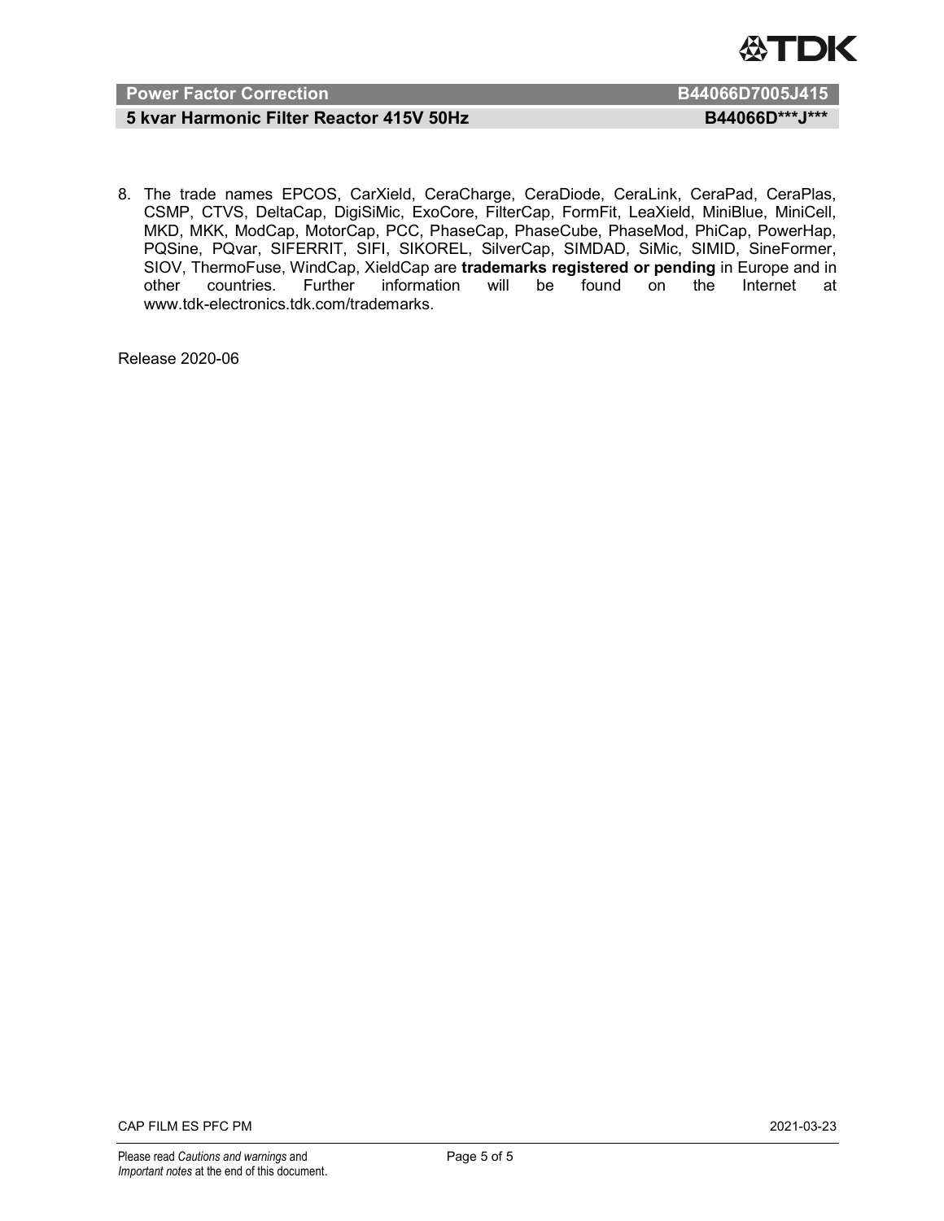8. The trade names EPCOS, CarXield, CeraCharge, CeraDiode, CeraLink, CeraPad, CeraPlas, CSMP, CTVS, DeltaCap, DigiSiMic, ExoCore, FilterCap, FormFit, LeaXield, MiniBlue, MiniCell, MKD, MKK, ModCap, MotorCap, PCC, PhaseCap, PhaseCube, PhaseMod, PhiCap, PowerHap, PQSine, PQvar, SIFERRIT, SIFI, SIKOREL, SilverCap, SIMDAD, SiMic, SIMID, SineFormer, SIOV, ThermoFuse, WindCap, XieldCap are **trademarks registered or pending** in Europe and in other countries. Further information will be found on the Internet at www.tdk-electronics.tdk.com/trademarks.

Release 2020-06